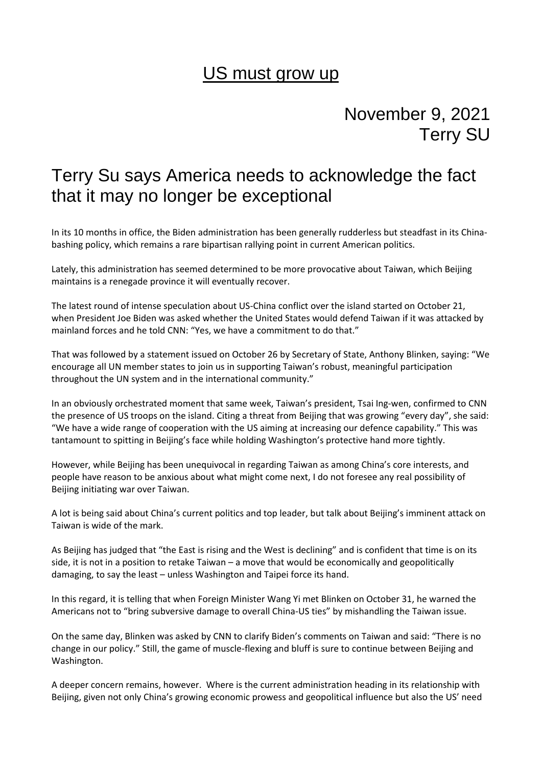# US must grow up

November 9, 2021
Terry SU

## Terry Su says America needs to acknowledge the fact that it may no longer be exceptional

In its 10 months in office, the Biden administration has been generally rudderless but steadfast in its China-bashing policy, which remains a rare bipartisan rallying point in current American politics.

Lately, this administration has seemed determined to be more provocative about Taiwan, which Beijing maintains is a renegade province it will eventually recover.

The latest round of intense speculation about US-China conflict over the island started on October 21, when President Joe Biden was asked whether the United States would defend Taiwan if it was attacked by mainland forces and he told CNN: "Yes, we have a commitment to do that."

That was followed by a statement issued on October 26 by Secretary of State, Anthony Blinken, saying: "We encourage all UN member states to join us in supporting Taiwan's robust, meaningful participation throughout the UN system and in the international community."

In an obviously orchestrated moment that same week, Taiwan's president, Tsai Ing-wen, confirmed to CNN the presence of US troops on the island. Citing a threat from Beijing that was growing "every day", she said: "We have a wide range of cooperation with the US aiming at increasing our defence capability." This was tantamount to spitting in Beijing's face while holding Washington's protective hand more tightly.

However, while Beijing has been unequivocal in regarding Taiwan as among China's core interests, and people have reason to be anxious about what might come next, I do not foresee any real possibility of Beijing initiating war over Taiwan.

A lot is being said about China's current politics and top leader, but talk about Beijing's imminent attack on Taiwan is wide of the mark.

As Beijing has judged that "the East is rising and the West is declining" and is confident that time is on its side, it is not in a position to retake Taiwan – a move that would be economically and geopolitically damaging, to say the least – unless Washington and Taipei force its hand.

In this regard, it is telling that when Foreign Minister Wang Yi met Blinken on October 31, he warned the Americans not to "bring subversive damage to overall China-US ties" by mishandling the Taiwan issue.

On the same day, Blinken was asked by CNN to clarify Biden's comments on Taiwan and said: "There is no change in our policy." Still, the game of muscle-flexing and bluff is sure to continue between Beijing and Washington.

A deeper concern remains, however. Where is the current administration heading in its relationship with Beijing, given not only China's growing economic prowess and geopolitical influence but also the US' need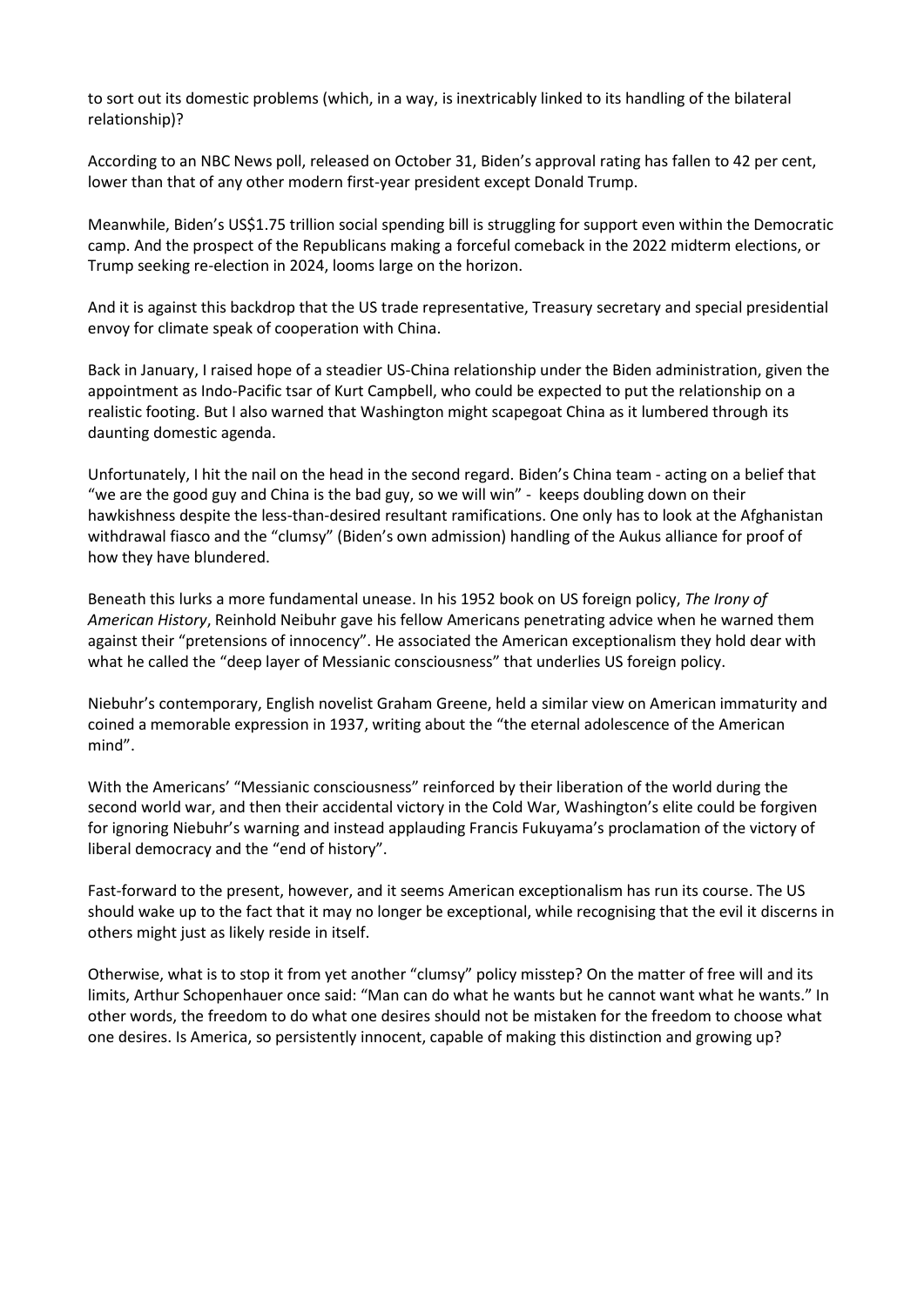to sort out its domestic problems (which, in a way, is inextricably linked to its handling of the bilateral relationship)?

According to an NBC News poll, released on October 31, Biden's approval rating has fallen to 42 per cent, lower than that of any other modern first-year president except Donald Trump.

Meanwhile, Biden's US$1.75 trillion social spending bill is struggling for support even within the Democratic camp. And the prospect of the Republicans making a forceful comeback in the 2022 midterm elections, or Trump seeking re-election in 2024, looms large on the horizon.

And it is against this backdrop that the US trade representative, Treasury secretary and special presidential envoy for climate speak of cooperation with China.

Back in January, I raised hope of a steadier US-China relationship under the Biden administration, given the appointment as Indo-Pacific tsar of Kurt Campbell, who could be expected to put the relationship on a realistic footing. But I also warned that Washington might scapegoat China as it lumbered through its daunting domestic agenda.

Unfortunately, I hit the nail on the head in the second regard. Biden's China team - acting on a belief that "we are the good guy and China is the bad guy, so we will win" - keeps doubling down on their hawkishness despite the less-than-desired resultant ramifications. One only has to look at the Afghanistan withdrawal fiasco and the "clumsy" (Biden's own admission) handling of the Aukus alliance for proof of how they have blundered.

Beneath this lurks a more fundamental unease. In his 1952 book on US foreign policy, *The Irony of American History*, Reinhold Neibuhr gave his fellow Americans penetrating advice when he warned them against their "pretensions of innocency". He associated the American exceptionalism they hold dear with what he called the "deep layer of Messianic consciousness" that underlies US foreign policy.

Niebuhr's contemporary, English novelist Graham Greene, held a similar view on American immaturity and coined a memorable expression in 1937, writing about the "the eternal adolescence of the American mind".

With the Americans' "Messianic consciousness" reinforced by their liberation of the world during the second world war, and then their accidental victory in the Cold War, Washington's elite could be forgiven for ignoring Niebuhr's warning and instead applauding Francis Fukuyama's proclamation of the victory of liberal democracy and the "end of history".

Fast-forward to the present, however, and it seems American exceptionalism has run its course. The US should wake up to the fact that it may no longer be exceptional, while recognising that the evil it discerns in others might just as likely reside in itself.

Otherwise, what is to stop it from yet another "clumsy" policy misstep? On the matter of free will and its limits, Arthur Schopenhauer once said: "Man can do what he wants but he cannot want what he wants." In other words, the freedom to do what one desires should not be mistaken for the freedom to choose what one desires. Is America, so persistently innocent, capable of making this distinction and growing up?